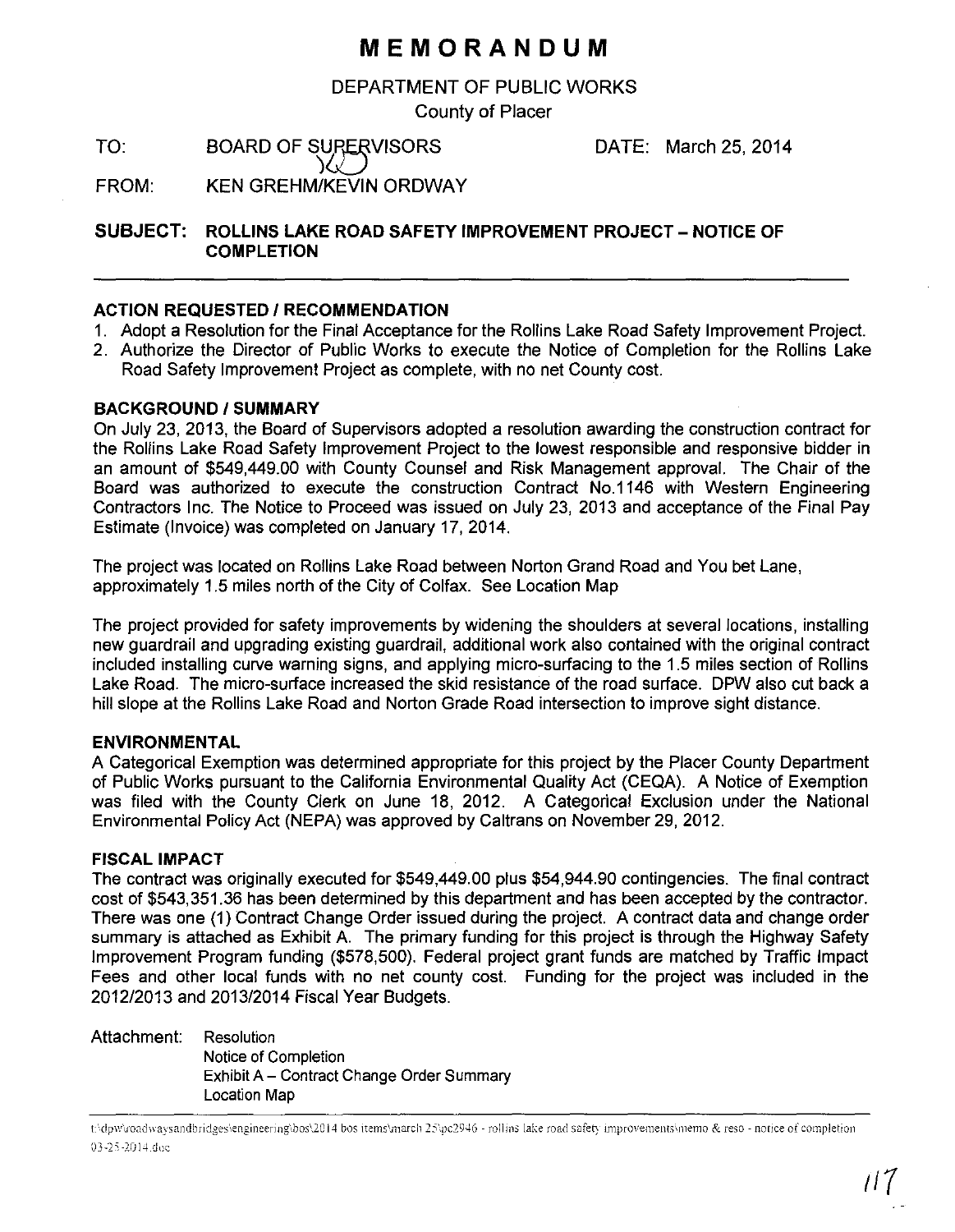# MEMORANDUM

DEPARTMENT OF PUBLIC WORKS

County of Placer

TO: BOARD OF SUPERVISORS DATE: March 25, 2014

FROM: KEN GREHM/KEVIN ORDWAY

**SUBJECT: ROLLINS LAKE ROAD SAFETY IMPROVEMENT PROJECT – NOTICE OF COMPLETION**

## ACTION REQUESTED / RECOMMENDATION

1. Adopt a Resolution for the Final Acceptance for the Rollins Lake Road Safety Improvement Project.
2. Authorize the Director of Public Works to execute the Notice of Completion for the Rollins Lake Road Safety Improvement Project as complete, with no net County cost.

## BACKGROUND / SUMMARY

On July 23, 2013, the Board of Supervisors adopted a resolution awarding the construction contract for the Rollins Lake Road Safety Improvement Project to the lowest responsible and responsive bidder in an amount of $549,449.00 with County Counsel and Risk Management approval. The Chair of the Board was authorized to execute the construction Contract No.1146 with Western Engineering Contractors Inc. The Notice to Proceed was issued on July 23, 2013 and acceptance of the Final Pay Estimate (Invoice) was completed on January 17, 2014.

The project was located on Rollins Lake Road between Norton Grand Road and You bet Lane, approximately 1.5 miles north of the City of Colfax. See Location Map

The project provided for safety improvements by widening the shoulders at several locations, installing new guardrail and upgrading existing guardrail, additional work also contained with the original contract included installing curve warning signs, and applying micro-surfacing to the 1.5 miles section of Rollins Lake Road. The micro-surface increased the skid resistance of the road surface. DPW also cut back a hill slope at the Rollins Lake Road and Norton Grade Road intersection to improve sight distance.

## ENVIRONMENTAL

A Categorical Exemption was determined appropriate for this project by the Placer County Department of Public Works pursuant to the California Environmental Quality Act (CEQA). A Notice of Exemption was filed with the County Clerk on June 18, 2012. A Categorical Exclusion under the National Environmental Policy Act (NEPA) was approved by Caltrans on November 29, 2012.

## FISCAL IMPACT

The contract was originally executed for $549,449.00 plus $54,944.90 contingencies. The final contract cost of $543,351.36 has been determined by this department and has been accepted by the contractor. There was one (1) Contract Change Order issued during the project. A contract data and change order summary is attached as Exhibit A. The primary funding for this project is through the Highway Safety Improvement Program funding ($578,500). Federal project grant funds are matched by Traffic Impact Fees and other local funds with no net county cost. Funding for the project was included in the 2012/2013 and 2013/2014 Fiscal Year Budgets.

Attachment:
- Resolution
- Notice of Completion
- Exhibit A – Contract Change Order Summary
- Location Map

t:\dpw\roadwaysandbridges\engineering\bos\2014 bos items\march 25\pc2946 - rollins lake road safety improvements\memo & reso - notice of completion 03-25-2014.doc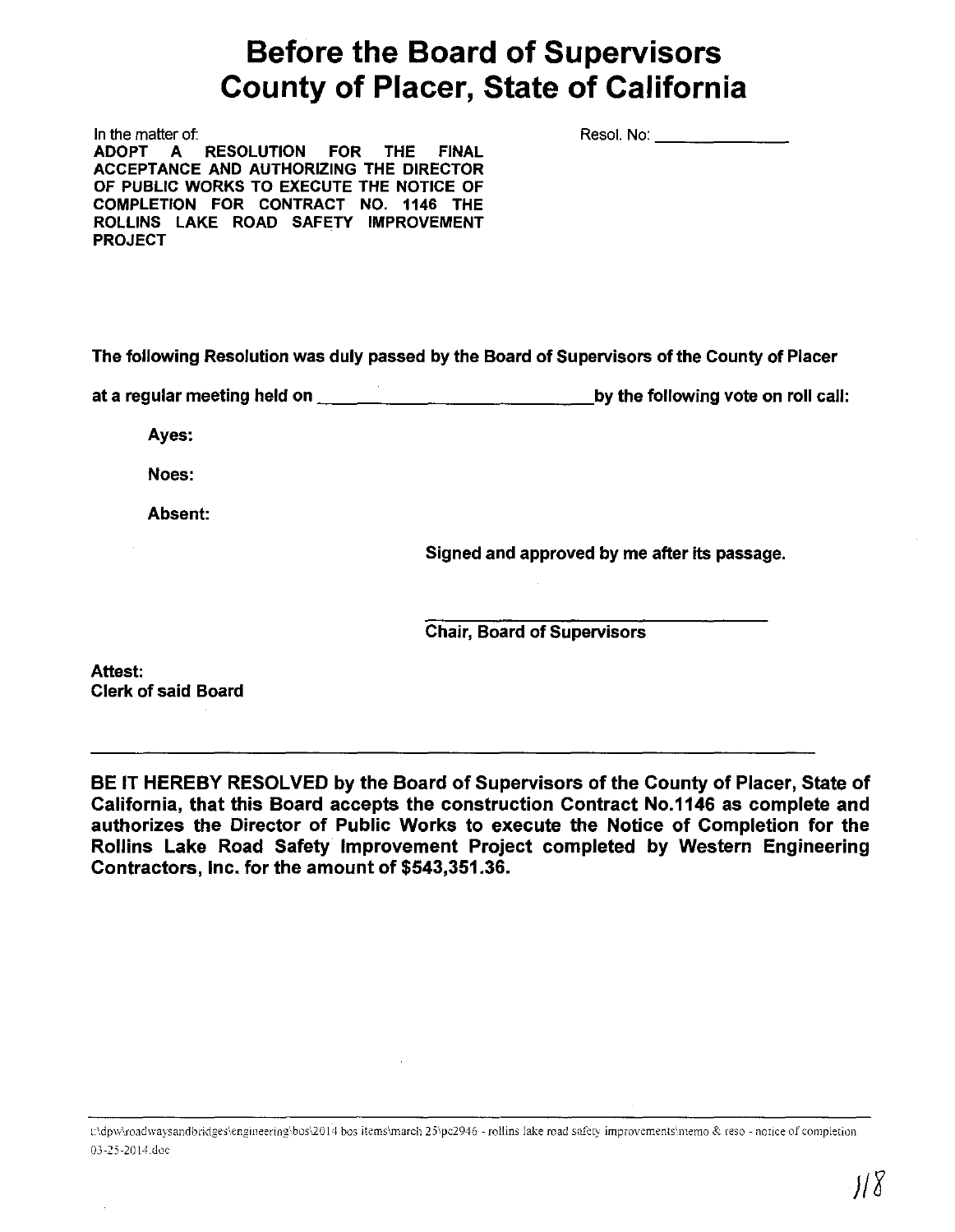# Before the Board of Supervisors County of Placer, State of California

In the matter of:
**ADOPT A RESOLUTION FOR THE FINAL ACCEPTANCE AND AUTHORIZING THE DIRECTOR OF PUBLIC WORKS TO EXECUTE THE NOTICE OF COMPLETION FOR CONTRACT NO. 1146 THE ROLLINS LAKE ROAD SAFETY IMPROVEMENT PROJECT**

Resol. No: ______________

**The following Resolution was duly passed by the Board of Supervisors of the County of Placer**

**at a regular meeting held on ____________________________ by the following vote on roll call:**

**Ayes:**

**Noes:**

**Absent:**

**Signed and approved by me after its passage.**

______________________________
**Chair, Board of Supervisors**

**Attest:**
**Clerk of said Board**

---

**BE IT HEREBY RESOLVED by the Board of Supervisors of the County of Placer, State of California, that this Board accepts the construction Contract No.1146 as complete and authorizes the Director of Public Works to execute the Notice of Completion for the Rollins Lake Road Safety Improvement Project completed by Western Engineering Contractors, Inc. for the amount of $543,351.36.**

t:\dpw\roadwaysandbridges\engineering\bos\2014 bos items\march 25\pc2946 - rollins lake road safety improvements\memo & reso - notice of completion 03-25-2014.doc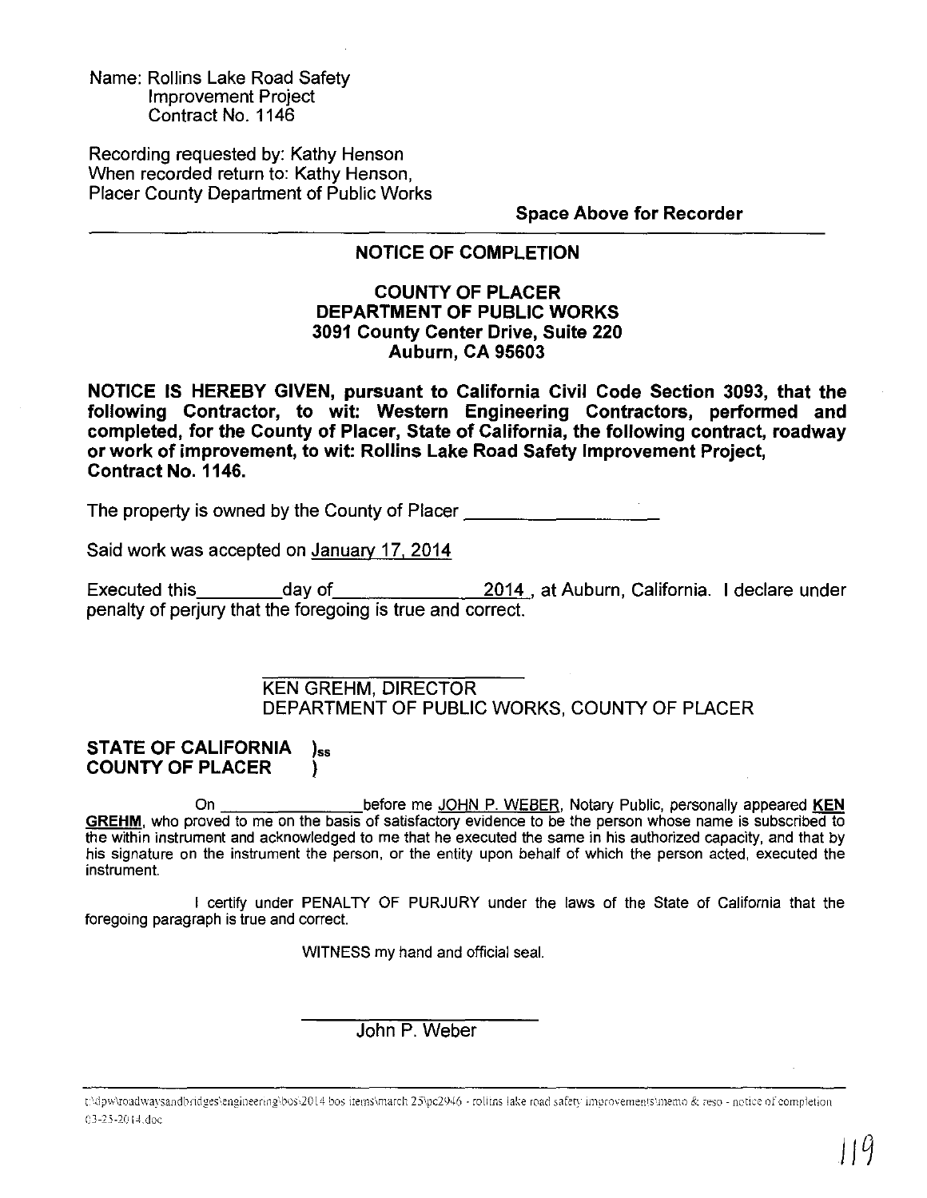Name: Rollins Lake Road Safety
Improvement Project
Contract No. 1146

Recording requested by: Kathy Henson
When recorded return to: Kathy Henson,
Placer County Department of Public Works

**Space Above for Recorder**

---

## NOTICE OF COMPLETION

**COUNTY OF PLACER**
**DEPARTMENT OF PUBLIC WORKS**
**3091 County Center Drive, Suite 220**
**Auburn, CA 95603**

**NOTICE IS HEREBY GIVEN, pursuant to California Civil Code Section 3093, that the following Contractor, to wit: Western Engineering Contractors, performed and completed, for the County of Placer, State of California, the following contract, roadway or work of improvement, to wit: Rollins Lake Road Safety Improvement Project, Contract No. 1146.**

The property is owned by the County of Placer ____________________

Said work was accepted on January 17, 2014

Executed this_________day of_______________2014, at Auburn, California. I declare under penalty of perjury that the foregoing is true and correct.

_________________________
KEN GREHM, DIRECTOR
DEPARTMENT OF PUBLIC WORKS, COUNTY OF PLACER

**STATE OF CALIFORNIA** )ss
**COUNTY OF PLACER** )

On _______________ before me JOHN P. WEBER, Notary Public, personally appeared **KEN GREHM**, who proved to me on the basis of satisfactory evidence to be the person whose name is subscribed to the within instrument and acknowledged to me that he executed the same in his authorized capacity, and that by his signature on the instrument the person, or the entity upon behalf of which the person acted, executed the instrument.

I certify under PENALTY OF PURJURY under the laws of the State of California that the foregoing paragraph is true and correct.

WITNESS my hand and official seal.

_________________________
John P. Weber

t:\dpw\roadwaysandbridges\engineering\bos\2014 bos items\march 25\pc2946 - rollins lake road safety improvements\memo & reso - notice of completion 03-25-2014.doc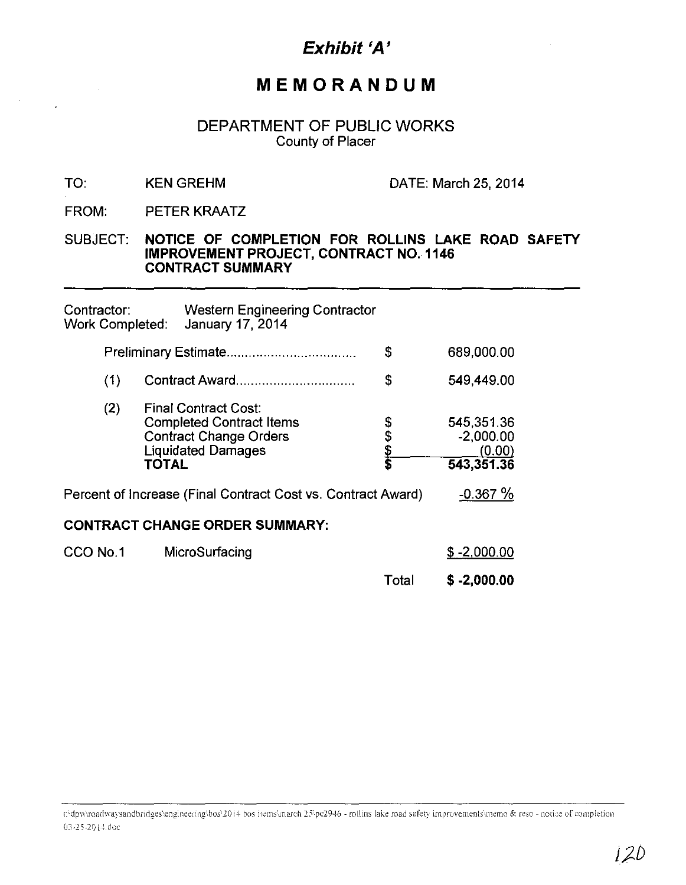# *Exhibit 'A'*

# MEMORANDUM

## DEPARTMENT OF PUBLIC WORKS
County of Placer

TO: KEN GREHM DATE: March 25, 2014

FROM: PETER KRAATZ

SUBJECT: **NOTICE OF COMPLETION FOR ROLLINS LAKE ROAD SAFETY IMPROVEMENT PROJECT, CONTRACT NO. 1146 CONTRACT SUMMARY**

---

Contractor: Western Engineering Contractor
Work Completed: January 17, 2014

| | | | |
|---|---|---|---|
| | Preliminary Estimate.................................. | $ | 689,000.00 |
| (1) | Contract Award............................... | $ | 549,449.00 |
| (2) | Final Contract Cost: | | |
| | Completed Contract Items | $ | 545,351.36 |
| | Contract Change Orders | $ | -2,000.00 |
| | Liquidated Damages | $ | (0.00) |
| | **TOTAL** | **$** | **543,351.36** |

Percent of Increase (Final Contract Cost vs. Contract Award) -0.367 %

**CONTRACT CHANGE ORDER SUMMARY:**

| | | |
|---|---|---|
| CCO No.1 | MicroSurfacing | $ -2,000.00 |
| | Total | **$ -2,000.00** |

c:\dpw\roadwaysandbridges\engineering\bos\2014 bos items\march 25\pc2946 - rollins lake road safety improvements\memo & reso - notice of completion 03-25-2014.doc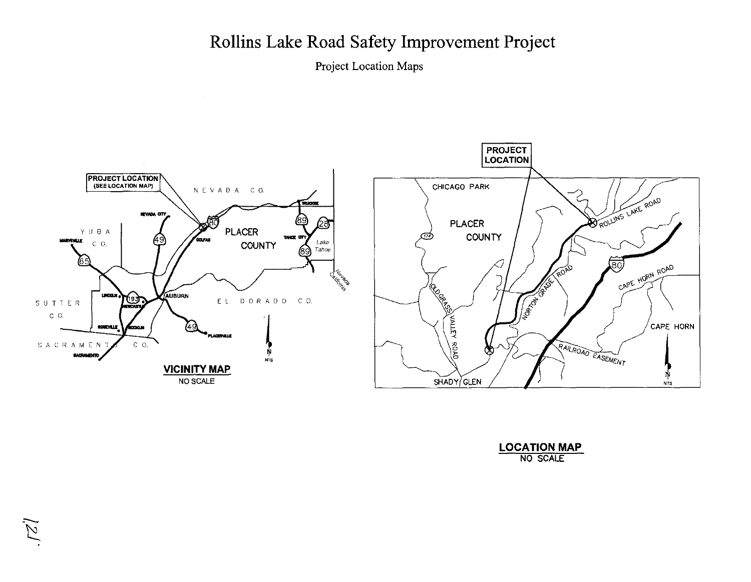# Rollins Lake Road Safety Improvement Project

Project Location Maps

PROJECT LOCATION
(SEE LOCATION MAP)

NEVADA CO.

PLACER COUNTY

YUBA CO.

SUTTER CO.

SACRAMENTO CO.

EL DORADO CO.

NEVADA CITY

MARYSVILLE

TRUCKEE

TAHOE CITY

Lake Tahoe

Nevada
California

COLFAX

AUBURN

LINCOLN

NEWCASTLE

ROSEVILLE

ROCKLIN

PLACERVILLE

SACRAMENTO

65 49 80 89 28 193 49

N
NTS

**VICINITY MAP**
NO SCALE

PROJECT LOCATION

CHICAGO PARK

PLACER COUNTY

174

ROLLINS LAKE ROAD

NORTON GRADE ROAD

OLD GRASS VALLEY ROAD

80

CAPE HORN ROAD

CAPE HORN

RAILROAD EASEMENT

SHADY GLEN

N
NTS

**LOCATION MAP**
NO SCALE